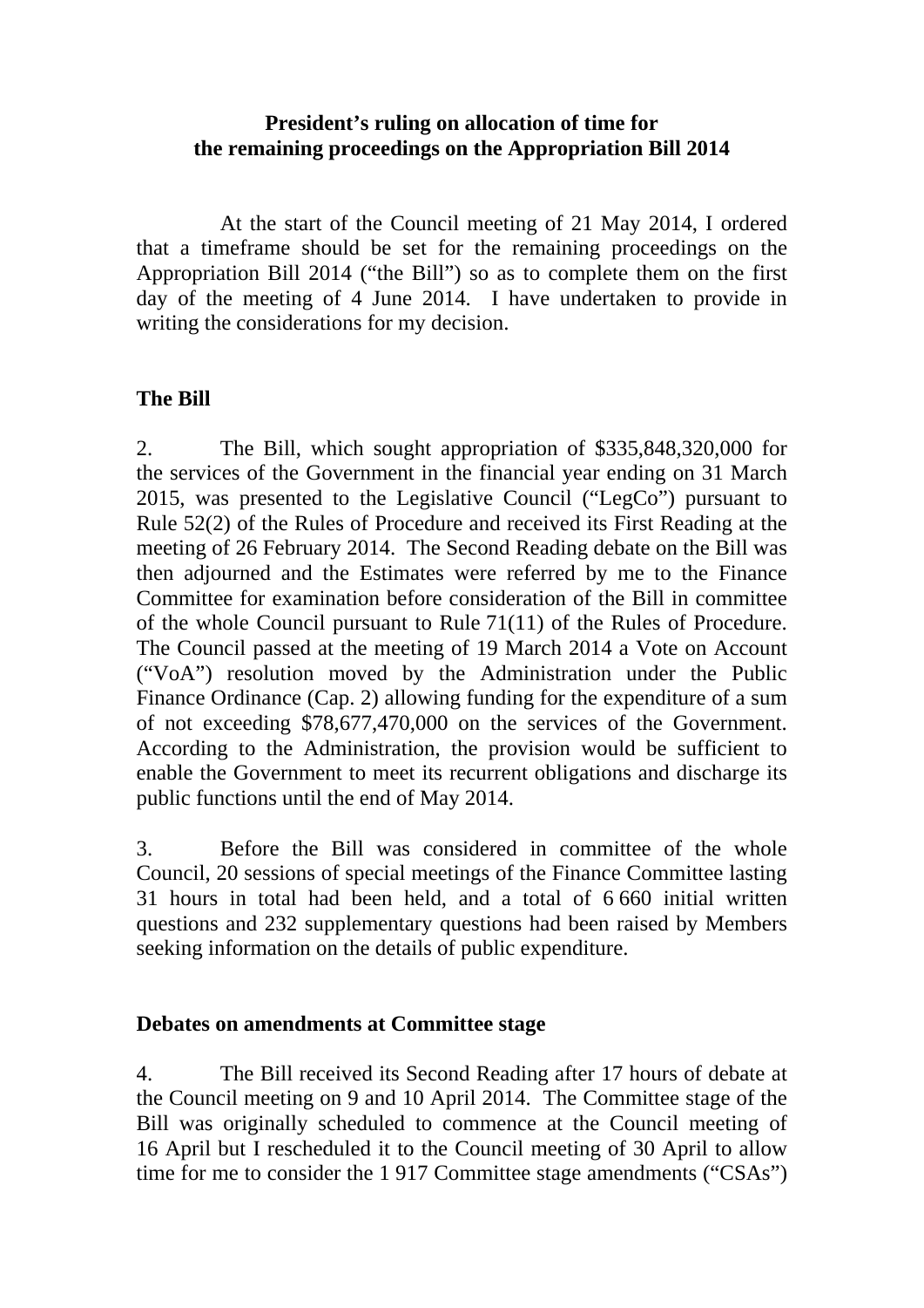**President's ruling on allocation of time for the remaining proceedings on the Appropriation Bill 2014**

At the start of the Council meeting of 21 May 2014, I ordered that a timeframe should be set for the remaining proceedings on the Appropriation Bill 2014 ("the Bill") so as to complete them on the first day of the meeting of 4 June 2014. I have undertaken to provide in writing the considerations for my decision.

**The Bill**

2. The Bill, which sought appropriation of $335,848,320,000 for the services of the Government in the financial year ending on 31 March 2015, was presented to the Legislative Council ("LegCo") pursuant to Rule 52(2) of the Rules of Procedure and received its First Reading at the meeting of 26 February 2014. The Second Reading debate on the Bill was then adjourned and the Estimates were referred by me to the Finance Committee for examination before consideration of the Bill in committee of the whole Council pursuant to Rule 71(11) of the Rules of Procedure. The Council passed at the meeting of 19 March 2014 a Vote on Account ("VoA") resolution moved by the Administration under the Public Finance Ordinance (Cap. 2) allowing funding for the expenditure of a sum of not exceeding $78,677,470,000 on the services of the Government. According to the Administration, the provision would be sufficient to enable the Government to meet its recurrent obligations and discharge its public functions until the end of May 2014.

3. Before the Bill was considered in committee of the whole Council, 20 sessions of special meetings of the Finance Committee lasting 31 hours in total had been held, and a total of 6 660 initial written questions and 232 supplementary questions had been raised by Members seeking information on the details of public expenditure.

**Debates on amendments at Committee stage**

4. The Bill received its Second Reading after 17 hours of debate at the Council meeting on 9 and 10 April 2014. The Committee stage of the Bill was originally scheduled to commence at the Council meeting of 16 April but I rescheduled it to the Council meeting of 30 April to allow time for me to consider the 1 917 Committee stage amendments ("CSAs")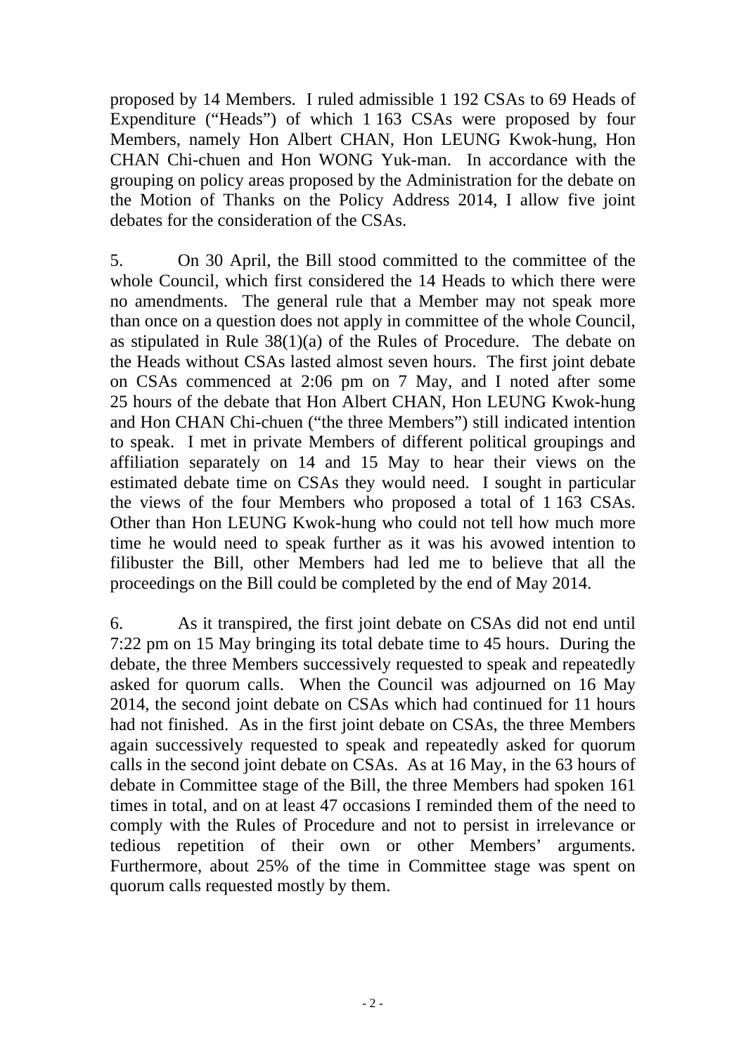proposed by 14 Members. I ruled admissible 1 192 CSAs to 69 Heads of Expenditure ("Heads") of which 1 163 CSAs were proposed by four Members, namely Hon Albert CHAN, Hon LEUNG Kwok-hung, Hon CHAN Chi-chuen and Hon WONG Yuk-man. In accordance with the grouping on policy areas proposed by the Administration for the debate on the Motion of Thanks on the Policy Address 2014, I allow five joint debates for the consideration of the CSAs.

5. On 30 April, the Bill stood committed to the committee of the whole Council, which first considered the 14 Heads to which there were no amendments. The general rule that a Member may not speak more than once on a question does not apply in committee of the whole Council, as stipulated in Rule 38(1)(a) of the Rules of Procedure. The debate on the Heads without CSAs lasted almost seven hours. The first joint debate on CSAs commenced at 2:06 pm on 7 May, and I noted after some 25 hours of the debate that Hon Albert CHAN, Hon LEUNG Kwok-hung and Hon CHAN Chi-chuen ("the three Members") still indicated intention to speak. I met in private Members of different political groupings and affiliation separately on 14 and 15 May to hear their views on the estimated debate time on CSAs they would need. I sought in particular the views of the four Members who proposed a total of 1 163 CSAs. Other than Hon LEUNG Kwok-hung who could not tell how much more time he would need to speak further as it was his avowed intention to filibuster the Bill, other Members had led me to believe that all the proceedings on the Bill could be completed by the end of May 2014.

6. As it transpired, the first joint debate on CSAs did not end until 7:22 pm on 15 May bringing its total debate time to 45 hours. During the debate, the three Members successively requested to speak and repeatedly asked for quorum calls. When the Council was adjourned on 16 May 2014, the second joint debate on CSAs which had continued for 11 hours had not finished. As in the first joint debate on CSAs, the three Members again successively requested to speak and repeatedly asked for quorum calls in the second joint debate on CSAs. As at 16 May, in the 63 hours of debate in Committee stage of the Bill, the three Members had spoken 161 times in total, and on at least 47 occasions I reminded them of the need to comply with the Rules of Procedure and not to persist in irrelevance or tedious repetition of their own or other Members' arguments. Furthermore, about 25% of the time in Committee stage was spent on quorum calls requested mostly by them.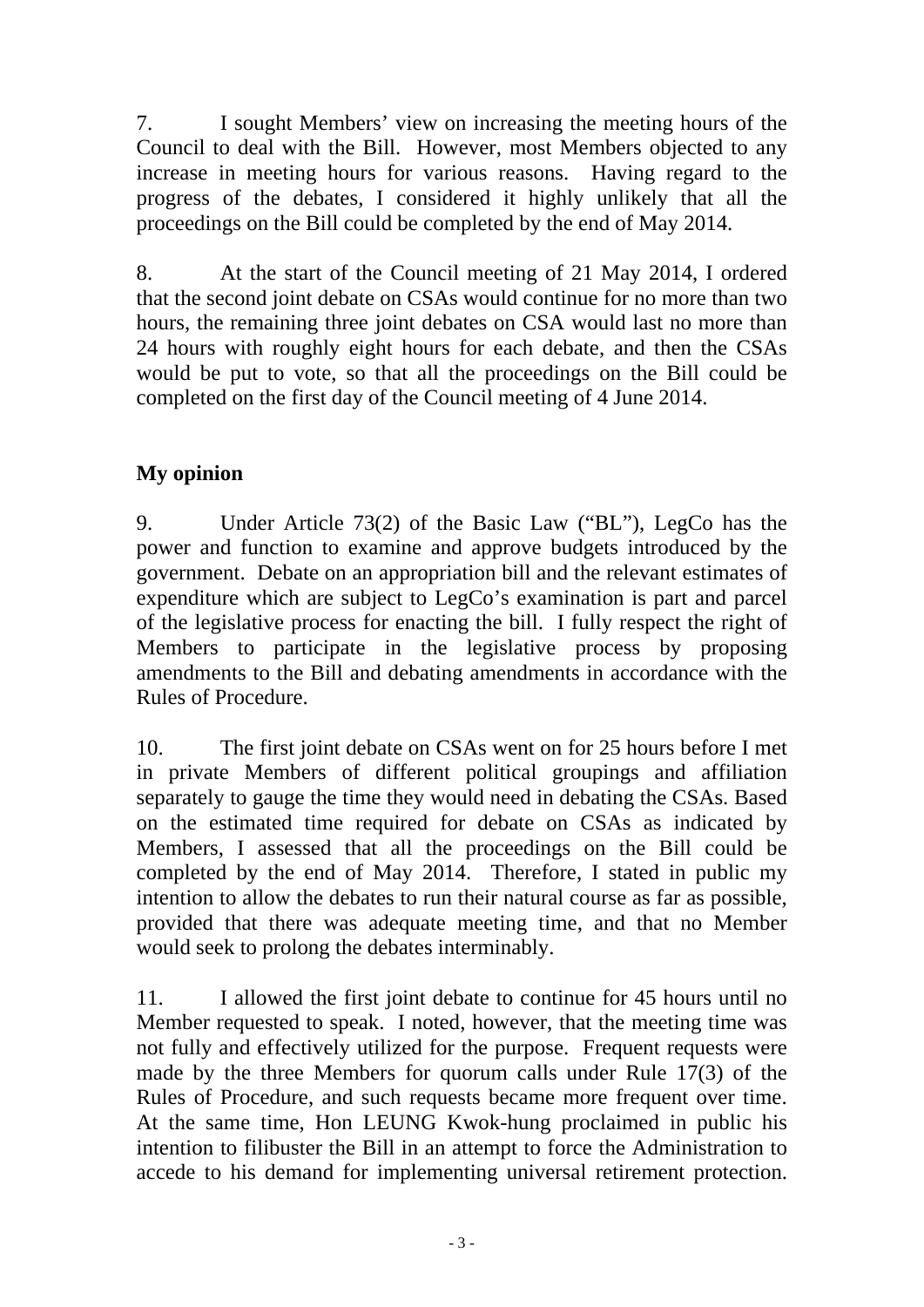7. I sought Members' view on increasing the meeting hours of the Council to deal with the Bill. However, most Members objected to any increase in meeting hours for various reasons. Having regard to the progress of the debates, I considered it highly unlikely that all the proceedings on the Bill could be completed by the end of May 2014.

8. At the start of the Council meeting of 21 May 2014, I ordered that the second joint debate on CSAs would continue for no more than two hours, the remaining three joint debates on CSA would last no more than 24 hours with roughly eight hours for each debate, and then the CSAs would be put to vote, so that all the proceedings on the Bill could be completed on the first day of the Council meeting of 4 June 2014.

**My opinion**

9. Under Article 73(2) of the Basic Law ("BL"), LegCo has the power and function to examine and approve budgets introduced by the government. Debate on an appropriation bill and the relevant estimates of expenditure which are subject to LegCo's examination is part and parcel of the legislative process for enacting the bill. I fully respect the right of Members to participate in the legislative process by proposing amendments to the Bill and debating amendments in accordance with the Rules of Procedure.

10. The first joint debate on CSAs went on for 25 hours before I met in private Members of different political groupings and affiliation separately to gauge the time they would need in debating the CSAs. Based on the estimated time required for debate on CSAs as indicated by Members, I assessed that all the proceedings on the Bill could be completed by the end of May 2014. Therefore, I stated in public my intention to allow the debates to run their natural course as far as possible, provided that there was adequate meeting time, and that no Member would seek to prolong the debates interminably.

11. I allowed the first joint debate to continue for 45 hours until no Member requested to speak. I noted, however, that the meeting time was not fully and effectively utilized for the purpose. Frequent requests were made by the three Members for quorum calls under Rule 17(3) of the Rules of Procedure, and such requests became more frequent over time. At the same time, Hon LEUNG Kwok-hung proclaimed in public his intention to filibuster the Bill in an attempt to force the Administration to accede to his demand for implementing universal retirement protection.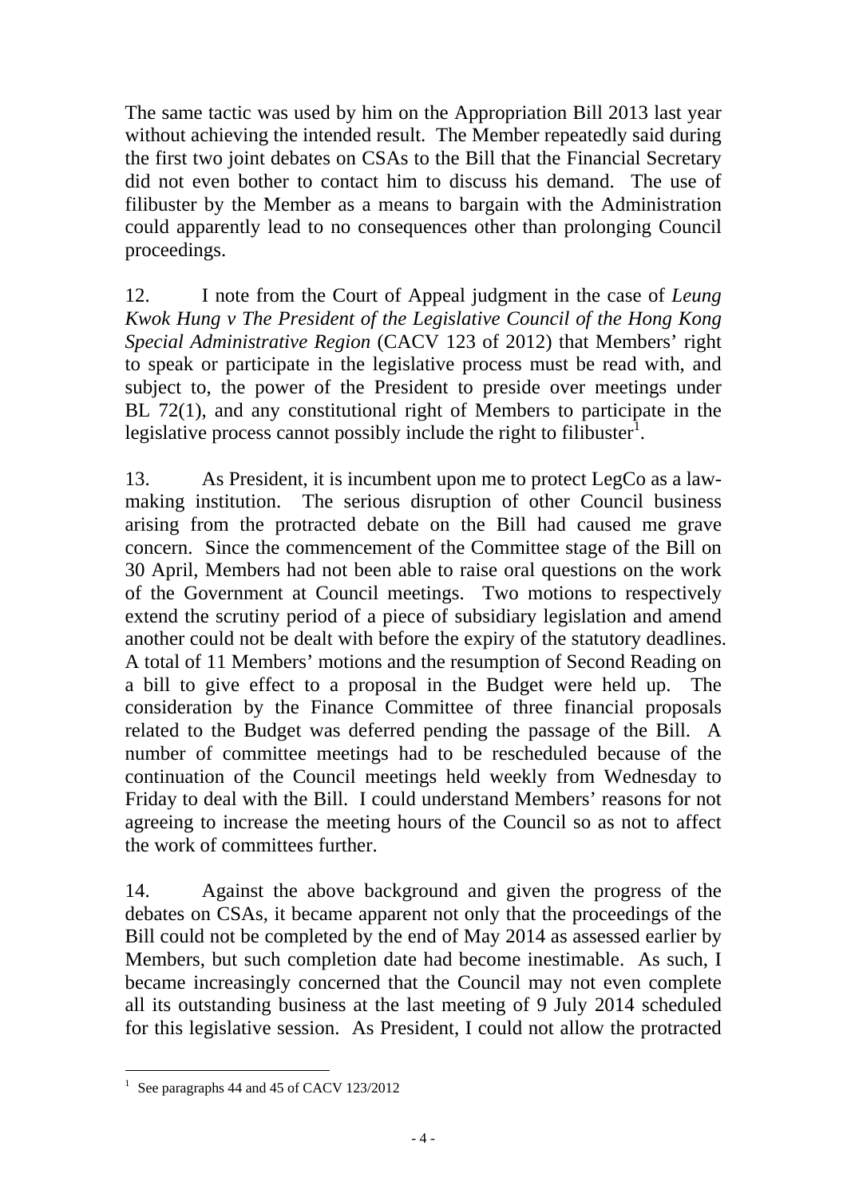The same tactic was used by him on the Appropriation Bill 2013 last year without achieving the intended result. The Member repeatedly said during the first two joint debates on CSAs to the Bill that the Financial Secretary did not even bother to contact him to discuss his demand. The use of filibuster by the Member as a means to bargain with the Administration could apparently lead to no consequences other than prolonging Council proceedings.

12. I note from the Court of Appeal judgment in the case of *Leung Kwok Hung v The President of the Legislative Council of the Hong Kong Special Administrative Region* (CACV 123 of 2012) that Members' right to speak or participate in the legislative process must be read with, and subject to, the power of the President to preside over meetings under BL 72(1), and any constitutional right of Members to participate in the legislative process cannot possibly include the right to filibuster[1].

13. As President, it is incumbent upon me to protect LegCo as a law-making institution. The serious disruption of other Council business arising from the protracted debate on the Bill had caused me grave concern. Since the commencement of the Committee stage of the Bill on 30 April, Members had not been able to raise oral questions on the work of the Government at Council meetings. Two motions to respectively extend the scrutiny period of a piece of subsidiary legislation and amend another could not be dealt with before the expiry of the statutory deadlines. A total of 11 Members' motions and the resumption of Second Reading on a bill to give effect to a proposal in the Budget were held up. The consideration by the Finance Committee of three financial proposals related to the Budget was deferred pending the passage of the Bill. A number of committee meetings had to be rescheduled because of the continuation of the Council meetings held weekly from Wednesday to Friday to deal with the Bill. I could understand Members' reasons for not agreeing to increase the meeting hours of the Council so as not to affect the work of committees further.

14. Against the above background and given the progress of the debates on CSAs, it became apparent not only that the proceedings of the Bill could not be completed by the end of May 2014 as assessed earlier by Members, but such completion date had become inestimable. As such, I became increasingly concerned that the Council may not even complete all its outstanding business at the last meeting of 9 July 2014 scheduled for this legislative session. As President, I could not allow the protracted

---

[1] See paragraphs 44 and 45 of CACV 123/2012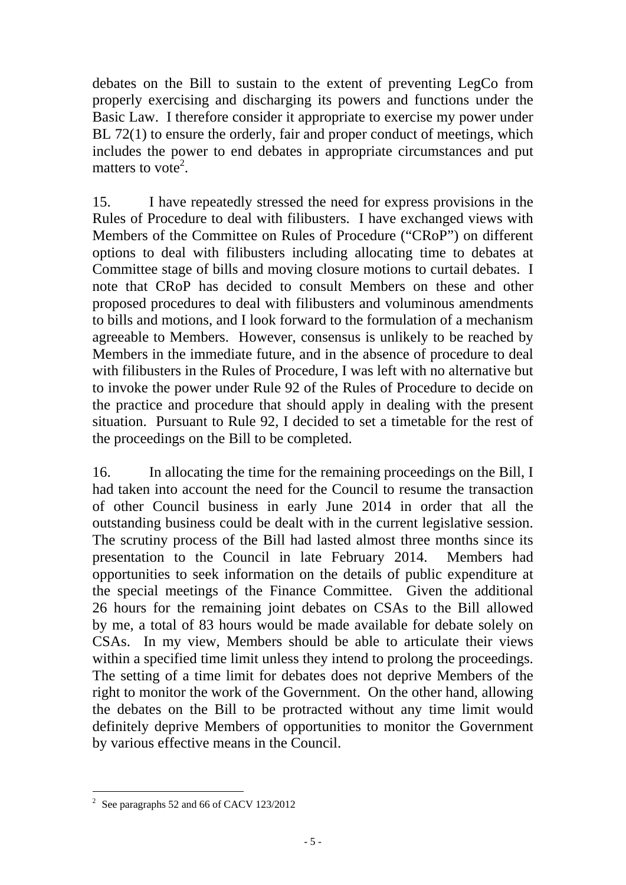debates on the Bill to sustain to the extent of preventing LegCo from properly exercising and discharging its powers and functions under the Basic Law. I therefore consider it appropriate to exercise my power under BL 72(1) to ensure the orderly, fair and proper conduct of meetings, which includes the power to end debates in appropriate circumstances and put matters to vote[2].

15. I have repeatedly stressed the need for express provisions in the Rules of Procedure to deal with filibusters. I have exchanged views with Members of the Committee on Rules of Procedure ("CRoP") on different options to deal with filibusters including allocating time to debates at Committee stage of bills and moving closure motions to curtail debates. I note that CRoP has decided to consult Members on these and other proposed procedures to deal with filibusters and voluminous amendments to bills and motions, and I look forward to the formulation of a mechanism agreeable to Members. However, consensus is unlikely to be reached by Members in the immediate future, and in the absence of procedure to deal with filibusters in the Rules of Procedure, I was left with no alternative but to invoke the power under Rule 92 of the Rules of Procedure to decide on the practice and procedure that should apply in dealing with the present situation. Pursuant to Rule 92, I decided to set a timetable for the rest of the proceedings on the Bill to be completed.

16. In allocating the time for the remaining proceedings on the Bill, I had taken into account the need for the Council to resume the transaction of other Council business in early June 2014 in order that all the outstanding business could be dealt with in the current legislative session. The scrutiny process of the Bill had lasted almost three months since its presentation to the Council in late February 2014. Members had opportunities to seek information on the details of public expenditure at the special meetings of the Finance Committee. Given the additional 26 hours for the remaining joint debates on CSAs to the Bill allowed by me, a total of 83 hours would be made available for debate solely on CSAs. In my view, Members should be able to articulate their views within a specified time limit unless they intend to prolong the proceedings. The setting of a time limit for debates does not deprive Members of the right to monitor the work of the Government. On the other hand, allowing the debates on the Bill to be protracted without any time limit would definitely deprive Members of opportunities to monitor the Government by various effective means in the Council.

---

[2] See paragraphs 52 and 66 of CACV 123/2012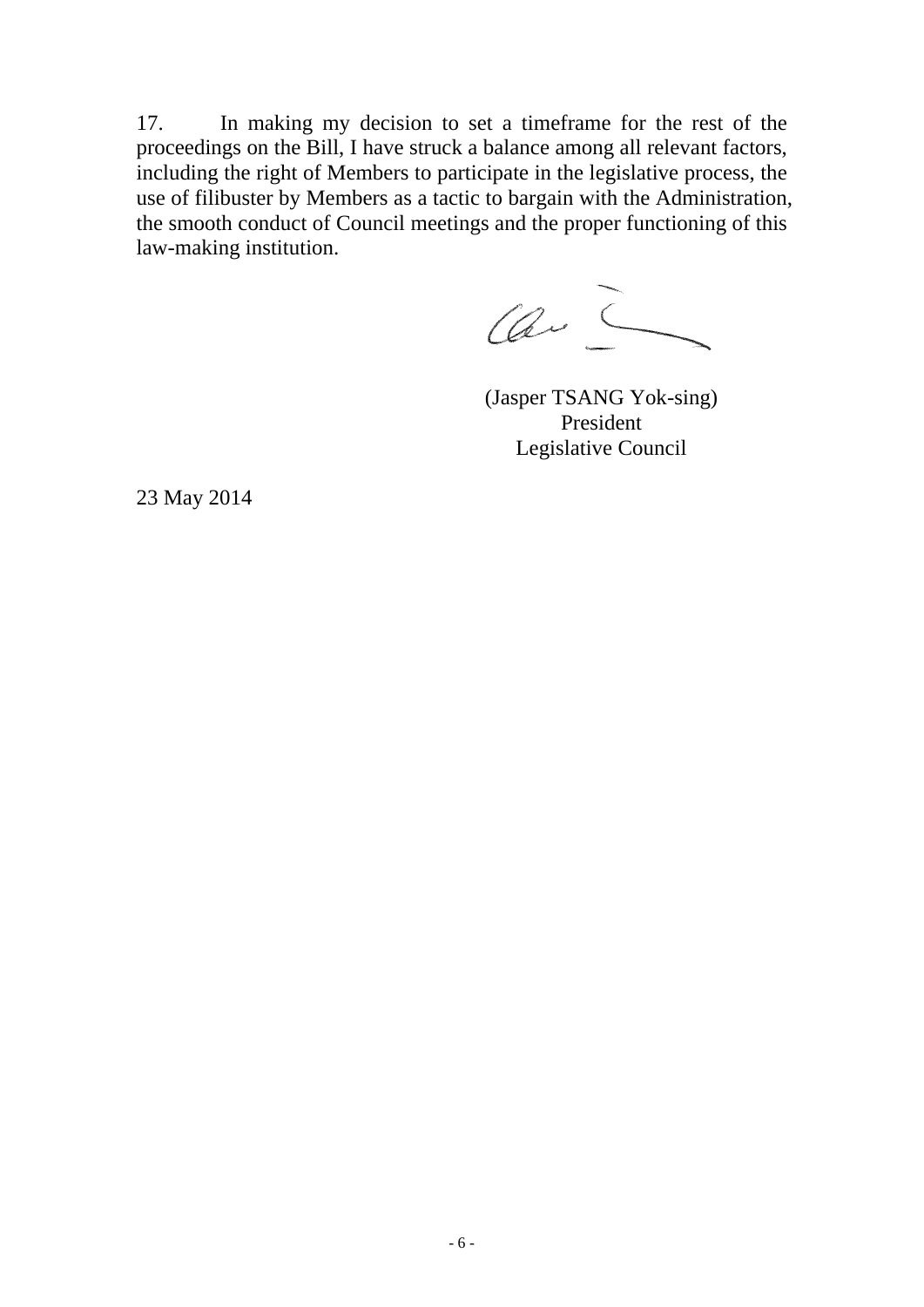17. In making my decision to set a timeframe for the rest of the proceedings on the Bill, I have struck a balance among all relevant factors, including the right of Members to participate in the legislative process, the use of filibuster by Members as a tactic to bargain with the Administration, the smooth conduct of Council meetings and the proper functioning of this law-making institution.

(Jasper TSANG Yok-sing)
President
Legislative Council

23 May 2014